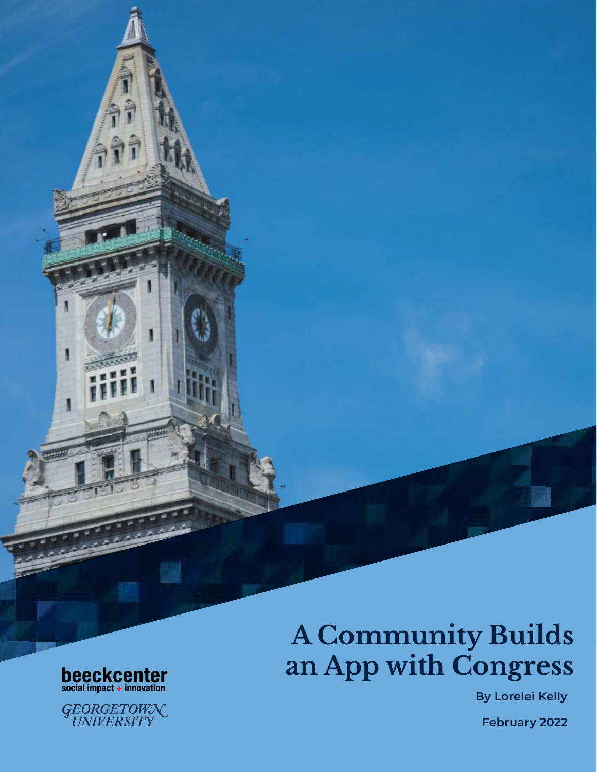# A Community Builds an App with Congress

beeckcenter
social impact + innovation

GEORGETOWN UNIVERSITY

By Lorelei Kelly

February 2022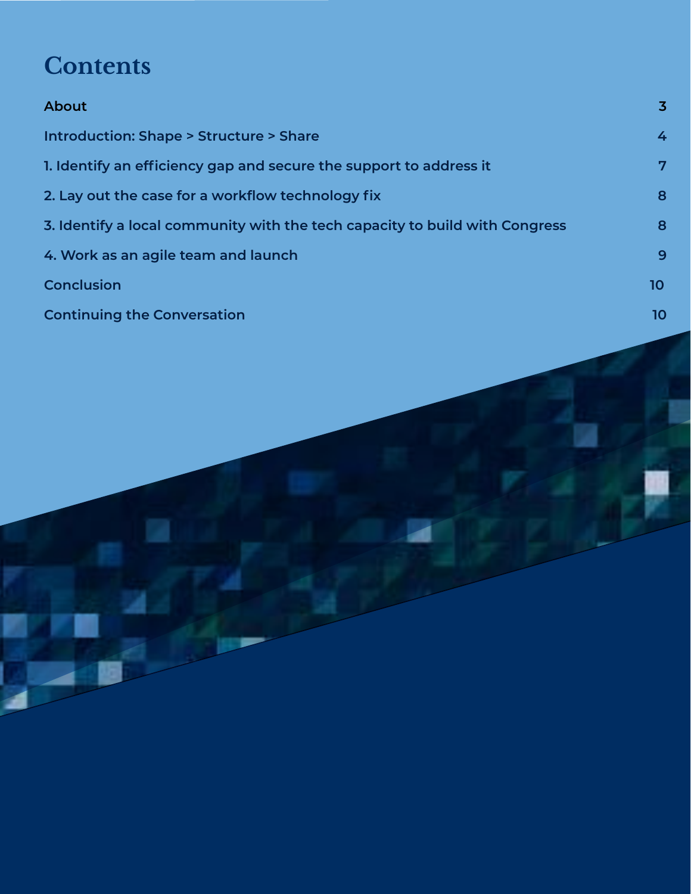# Contents

| | |
|---|---|
| About | 3 |
| Introduction: Shape > Structure > Share | 4 |
| 1. Identify an efficiency gap and secure the support to address it | 7 |
| 2. Lay out the case for a workflow technology fix | 8 |
| 3. Identify a local community with the tech capacity to build with Congress | 8 |
| 4. Work as an agile team and launch | 9 |
| Conclusion | 10 |
| Continuing the Conversation | 10 |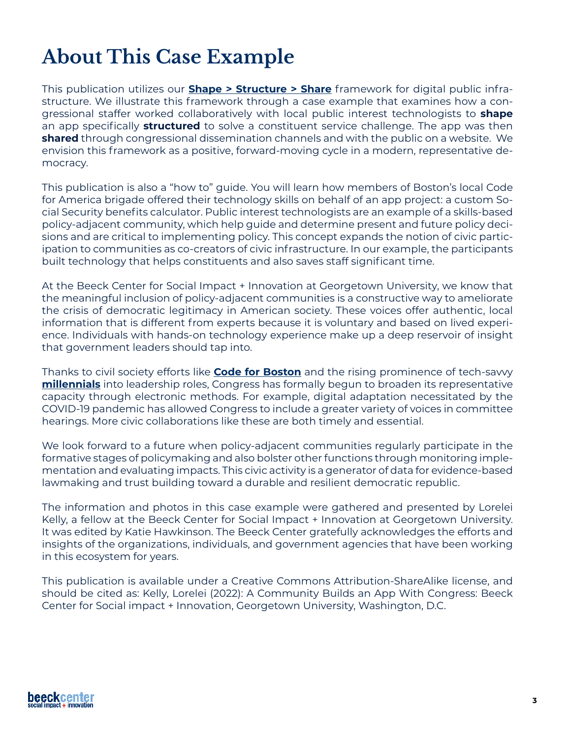# About This Case Example

This publication utilizes our **Shape > Structure > Share** framework for digital public infrastructure. We illustrate this framework through a case example that examines how a congressional staffer worked collaboratively with local public interest technologists to **shape** an app specifically **structured** to solve a constituent service challenge. The app was then **shared** through congressional dissemination channels and with the public on a website. We envision this framework as a positive, forward-moving cycle in a modern, representative democracy.

This publication is also a "how to" guide. You will learn how members of Boston's local Code for America brigade offered their technology skills on behalf of an app project: a custom Social Security benefits calculator. Public interest technologists are an example of a skills-based policy-adjacent community, which help guide and determine present and future policy decisions and are critical to implementing policy. This concept expands the notion of civic participation to communities as co-creators of civic infrastructure. In our example, the participants built technology that helps constituents and also saves staff significant time.

At the Beeck Center for Social Impact + Innovation at Georgetown University, we know that the meaningful inclusion of policy-adjacent communities is a constructive way to ameliorate the crisis of democratic legitimacy in American society. These voices offer authentic, local information that is different from experts because it is voluntary and based on lived experience. Individuals with hands-on technology experience make up a deep reservoir of insight that government leaders should tap into.

Thanks to civil society efforts like **Code for Boston** and the rising prominence of tech-savvy **millennials** into leadership roles, Congress has formally begun to broaden its representative capacity through electronic methods. For example, digital adaptation necessitated by the COVID-19 pandemic has allowed Congress to include a greater variety of voices in committee hearings. More civic collaborations like these are both timely and essential.

We look forward to a future when policy-adjacent communities regularly participate in the formative stages of policymaking and also bolster other functions through monitoring implementation and evaluating impacts. This civic activity is a generator of data for evidence-based lawmaking and trust building toward a durable and resilient democratic republic.

The information and photos in this case example were gathered and presented by Lorelei Kelly, a fellow at the Beeck Center for Social Impact + Innovation at Georgetown University. It was edited by Katie Hawkinson. The Beeck Center gratefully acknowledges the efforts and insights of the organizations, individuals, and government agencies that have been working in this ecosystem for years.

This publication is available under a Creative Commons Attribution-ShareAlike license, and should be cited as: Kelly, Lorelei (2022): A Community Builds an App With Congress: Beeck Center for Social impact + Innovation, Georgetown University, Washington, D.C.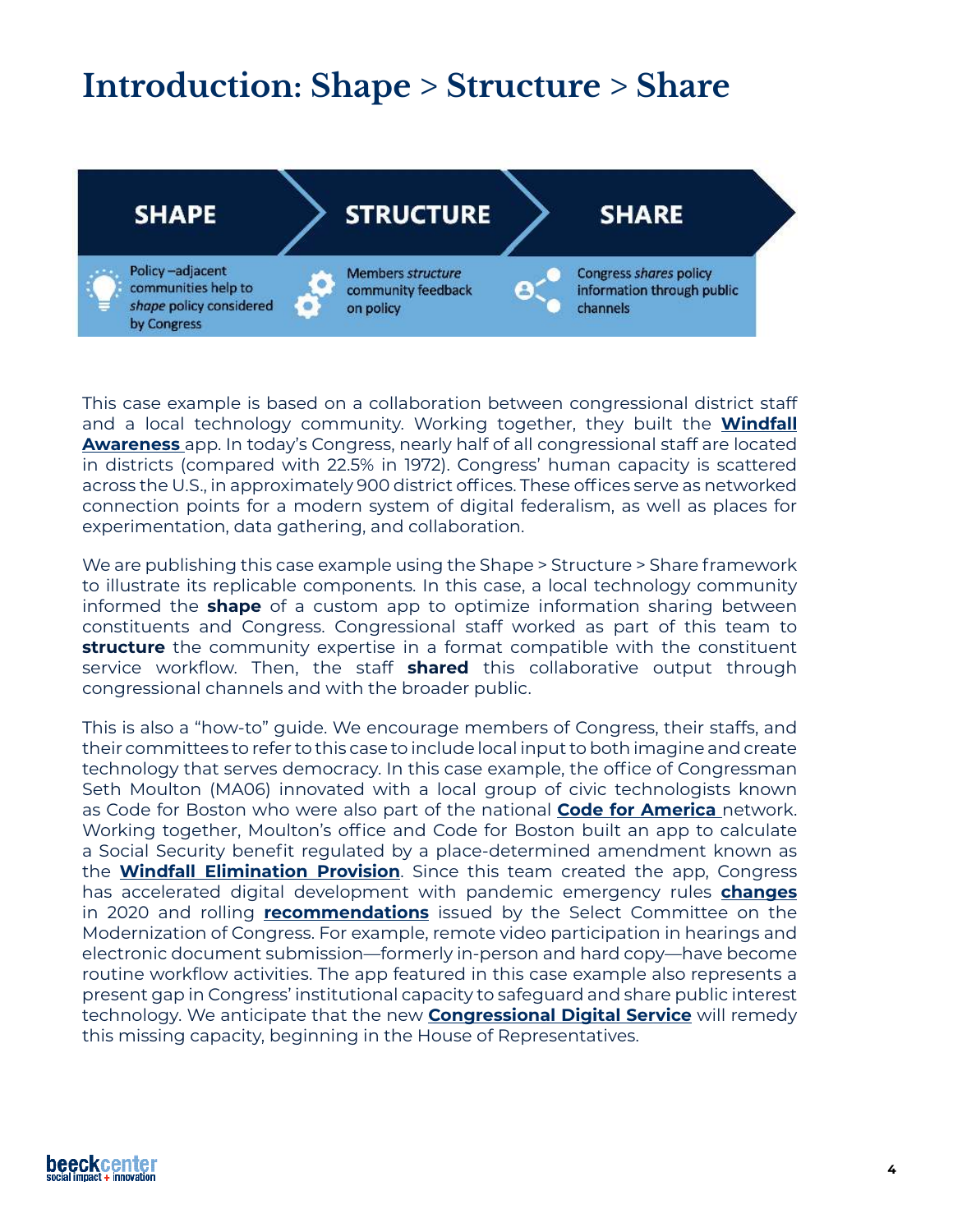# Introduction: Shape > Structure > Share

| SHAPE | STRUCTURE | SHARE |
|---|---|---|
| Policy –adjacent communities help to *shape* policy considered by Congress | Members *structure* community feedback on policy | Congress *shares* policy information through public channels |

This case example is based on a collaboration between congressional district staff and a local technology community. Working together, they built the **Windfall Awareness** app. In today's Congress, nearly half of all congressional staff are located in districts (compared with 22.5% in 1972). Congress' human capacity is scattered across the U.S., in approximately 900 district offices. These offices serve as networked connection points for a modern system of digital federalism, as well as places for experimentation, data gathering, and collaboration.

We are publishing this case example using the Shape > Structure > Share framework to illustrate its replicable components. In this case, a local technology community informed the **shape** of a custom app to optimize information sharing between constituents and Congress. Congressional staff worked as part of this team to **structure** the community expertise in a format compatible with the constituent service workflow. Then, the staff **shared** this collaborative output through congressional channels and with the broader public.

This is also a "how-to" guide. We encourage members of Congress, their staffs, and their committees to refer to this case to include local input to both imagine and create technology that serves democracy. In this case example, the office of Congressman Seth Moulton (MA06) innovated with a local group of civic technologists known as Code for Boston who were also part of the national **Code for America** network. Working together, Moulton's office and Code for Boston built an app to calculate a Social Security benefit regulated by a place-determined amendment known as the **Windfall Elimination Provision**. Since this team created the app, Congress has accelerated digital development with pandemic emergency rules **changes** in 2020 and rolling **recommendations** issued by the Select Committee on the Modernization of Congress. For example, remote video participation in hearings and electronic document submission—formerly in-person and hard copy—have become routine workflow activities. The app featured in this case example also represents a present gap in Congress' institutional capacity to safeguard and share public interest technology. We anticipate that the new **Congressional Digital Service** will remedy this missing capacity, beginning in the House of Representatives.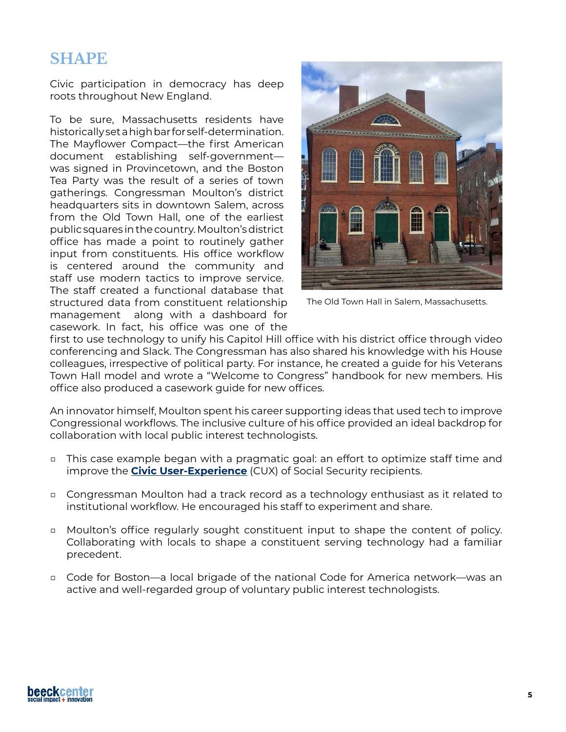## SHAPE

Civic participation in democracy has deep roots throughout New England.

To be sure, Massachusetts residents have historically set a high bar for self-determination. The Mayflower Compact—the first American document establishing self-government—was signed in Provincetown, and the Boston Tea Party was the result of a series of town gatherings. Congressman Moulton's district headquarters sits in downtown Salem, across from the Old Town Hall, one of the earliest public squares in the country. Moulton's district office has made a point to routinely gather input from constituents. His office workflow is centered around the community and staff use modern tactics to improve service. The staff created a functional database that structured data from constituent relationship management along with a dashboard for casework. In fact, his office was one of the first to use technology to unify his Capitol Hill office with his district office through video conferencing and Slack. The Congressman has also shared his knowledge with his House colleagues, irrespective of political party. For instance, he created a guide for his Veterans Town Hall model and wrote a "Welcome to Congress" handbook for new members. His office also produced a casework guide for new offices.

The Old Town Hall in Salem, Massachusetts.

An innovator himself, Moulton spent his career supporting ideas that used tech to improve Congressional workflows. The inclusive culture of his office provided an ideal backdrop for collaboration with local public interest technologists.

- This case example began with a pragmatic goal: an effort to optimize staff time and improve the **Civic User-Experience** (CUX) of Social Security recipients.
- Congressman Moulton had a track record as a technology enthusiast as it related to institutional workflow. He encouraged his staff to experiment and share.
- Moulton's office regularly sought constituent input to shape the content of policy. Collaborating with locals to shape a constituent serving technology had a familiar precedent.
- Code for Boston—a local brigade of the national Code for America network—was an active and well-regarded group of voluntary public interest technologists.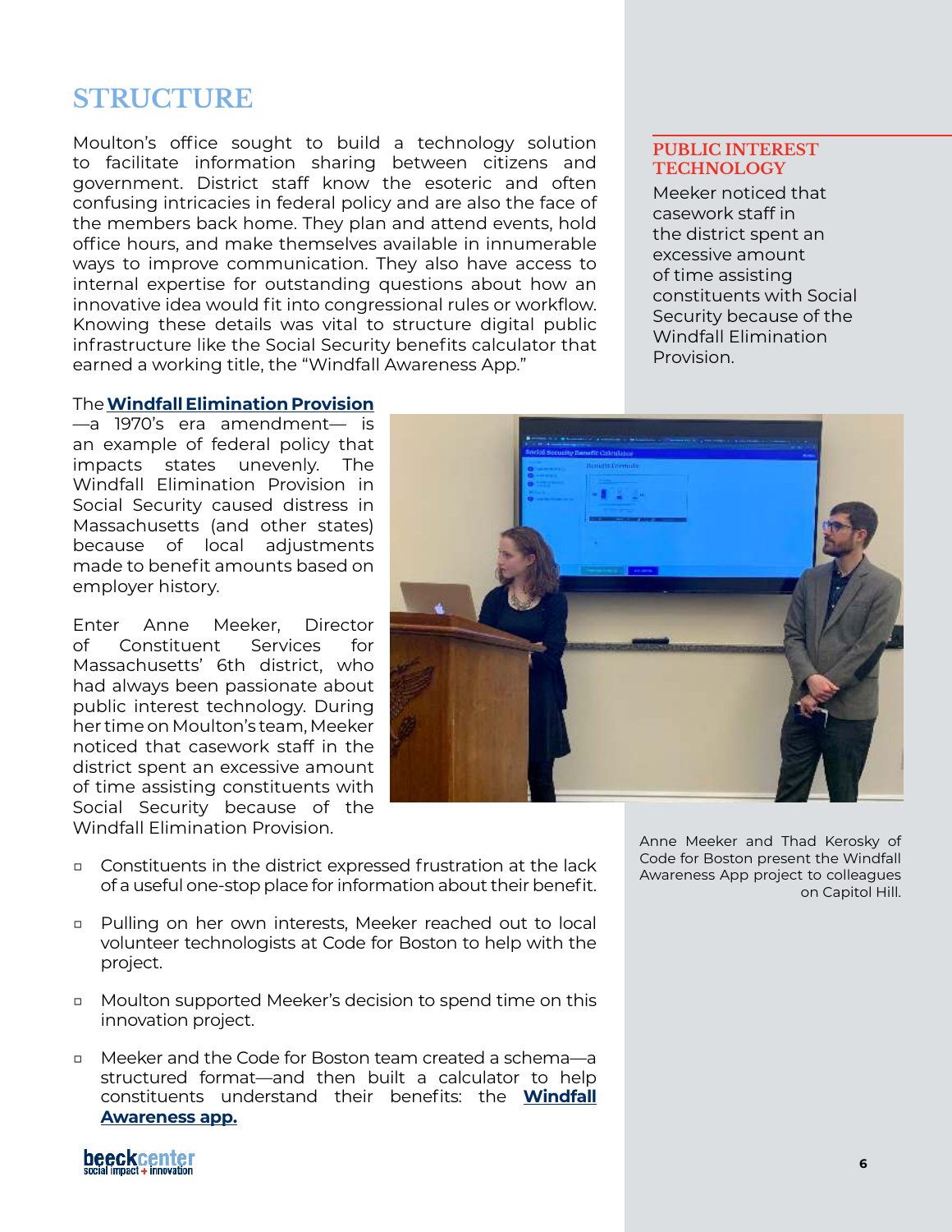## STRUCTURE

Moulton's office sought to build a technology solution to facilitate information sharing between citizens and government. District staff know the esoteric and often confusing intricacies in federal policy and are also the face of the members back home. They plan and attend events, hold office hours, and make themselves available in innumerable ways to improve communication. They also have access to internal expertise for outstanding questions about how an innovative idea would fit into congressional rules or workflow. Knowing these details was vital to structure digital public infrastructure like the Social Security benefits calculator that earned a working title, the "Windfall Awareness App."

### PUBLIC INTEREST TECHNOLOGY

Meeker noticed that casework staff in the district spent an excessive amount of time assisting constituents with Social Security because of the Windfall Elimination Provision.

The **Windfall Elimination Provision**—a 1970's era amendment— is an example of federal policy that impacts states unevenly. The Windfall Elimination Provision in Social Security caused distress in Massachusetts (and other states) because of local adjustments made to benefit amounts based on employer history.

Enter Anne Meeker, Director of Constituent Services for Massachusetts' 6th district, who had always been passionate about public interest technology. During her time on Moulton's team, Meeker noticed that casework staff in the district spent an excessive amount of time assisting constituents with Social Security because of the Windfall Elimination Provision.

Anne Meeker and Thad Kerosky of Code for Boston present the Windfall Awareness App project to colleagues on Capitol Hill.

- Constituents in the district expressed frustration at the lack of a useful one-stop place for information about their benefit.
- Pulling on her own interests, Meeker reached out to local volunteer technologists at Code for Boston to help with the project.
- Moulton supported Meeker's decision to spend time on this innovation project.
- Meeker and the Code for Boston team created a schema—a structured format—and then built a calculator to help constituents understand their benefits: the **Windfall Awareness app.**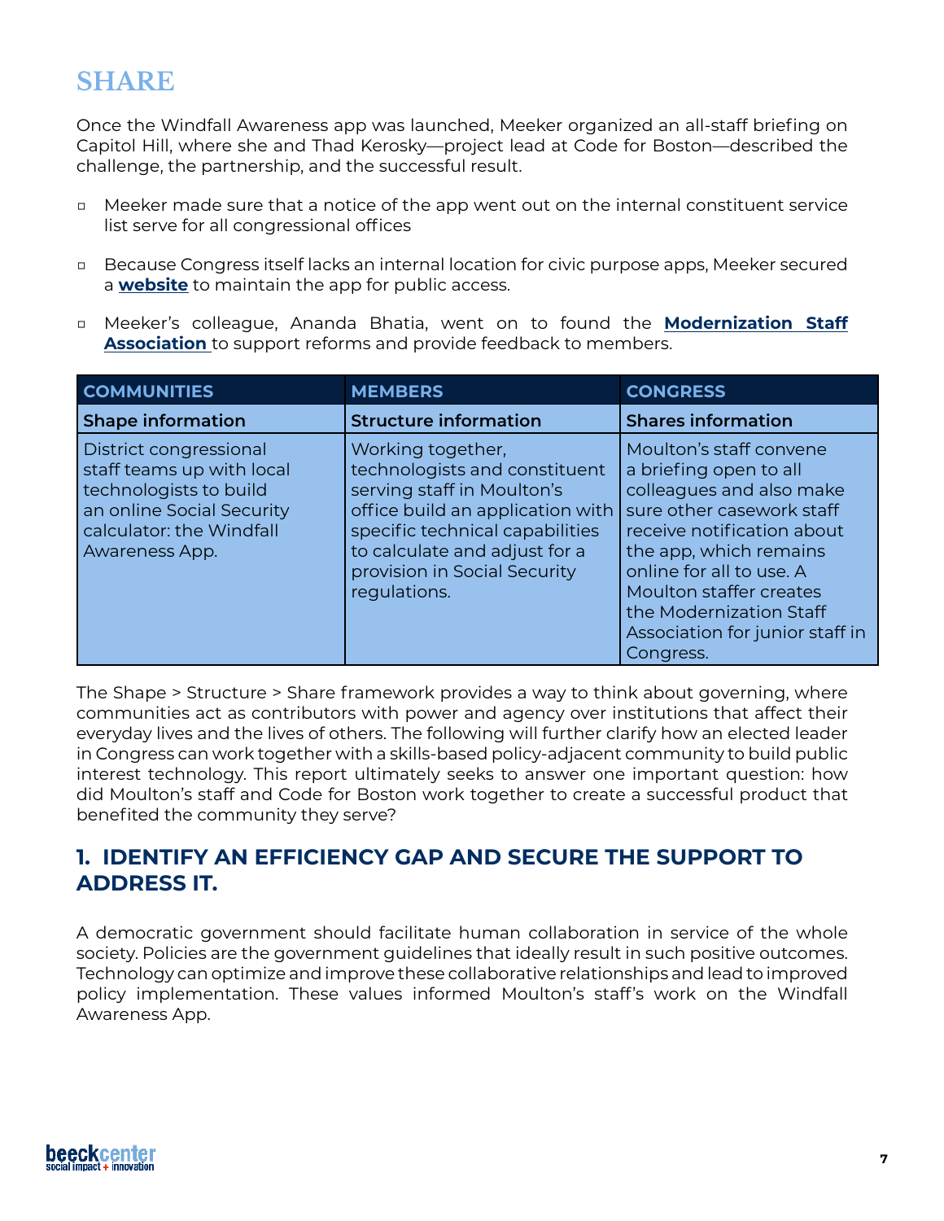## SHARE

Once the Windfall Awareness app was launched, Meeker organized an all-staff briefing on Capitol Hill, where she and Thad Kerosky—project lead at Code for Boston—described the challenge, the partnership, and the successful result.

- Meeker made sure that a notice of the app went out on the internal constituent service list serve for all congressional offices
- Because Congress itself lacks an internal location for civic purpose apps, Meeker secured a **website** to maintain the app for public access.
- Meeker's colleague, Ananda Bhatia, went on to found the **Modernization Staff Association** to support reforms and provide feedback to members.

| COMMUNITIES | MEMBERS | CONGRESS |
|---|---|---|
| **Shape information** | **Structure information** | **Shares information** |
| District congressional staff teams up with local technologists to build an online Social Security calculator: the Windfall Awareness App. | Working together, technologists and constituent serving staff in Moulton's office build an application with specific technical capabilities to calculate and adjust for a provision in Social Security regulations. | Moulton's staff convene a briefing open to all colleagues and also make sure other casework staff receive notification about the app, which remains online for all to use. A Moulton staffer creates the Modernization Staff Association for junior staff in Congress. |

The Shape > Structure > Share framework provides a way to think about governing, where communities act as contributors with power and agency over institutions that affect their everyday lives and the lives of others. The following will further clarify how an elected leader in Congress can work together with a skills-based policy-adjacent community to build public interest technology. This report ultimately seeks to answer one important question: how did Moulton's staff and Code for Boston work together to create a successful product that benefited the community they serve?

## 1. IDENTIFY AN EFFICIENCY GAP AND SECURE THE SUPPORT TO ADDRESS IT.

A democratic government should facilitate human collaboration in service of the whole society. Policies are the government guidelines that ideally result in such positive outcomes. Technology can optimize and improve these collaborative relationships and lead to improved policy implementation. These values informed Moulton's staff's work on the Windfall Awareness App.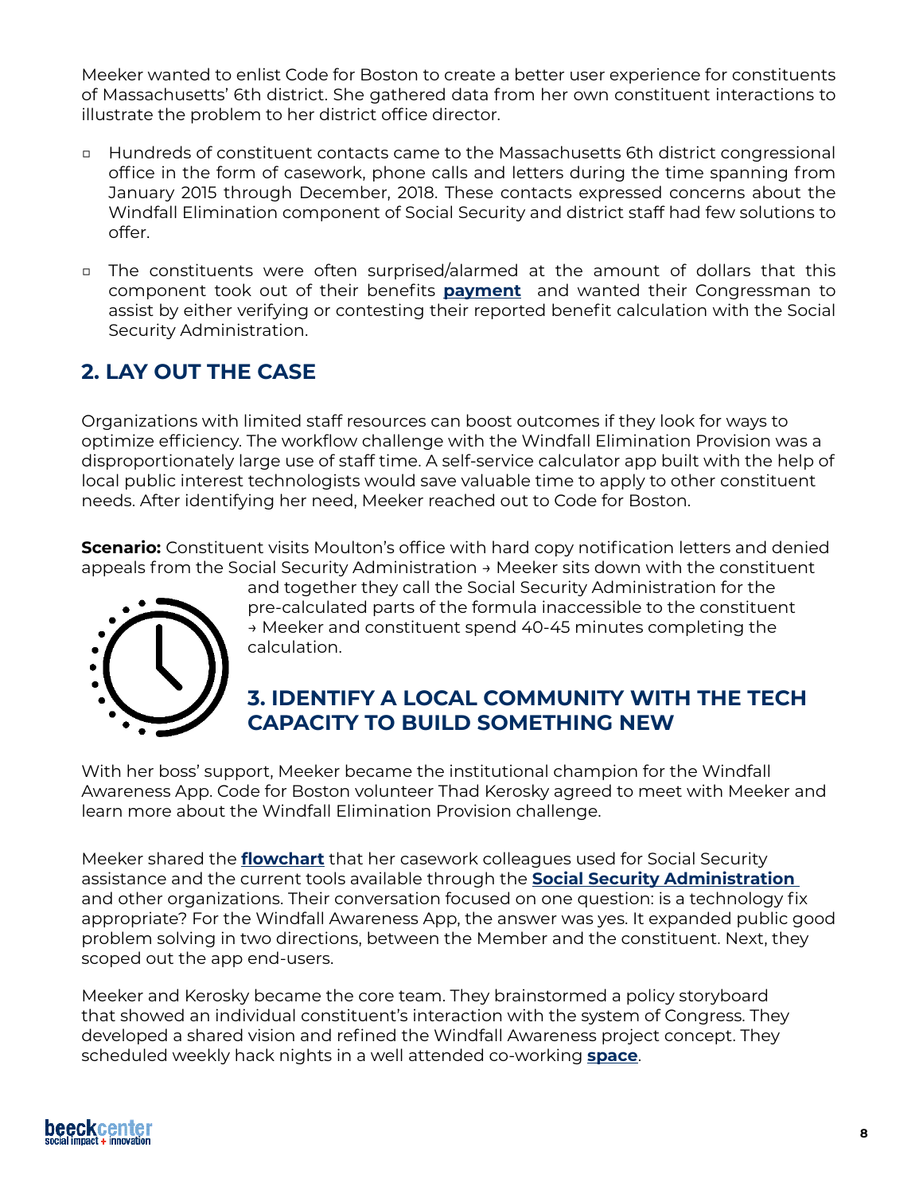Meeker wanted to enlist Code for Boston to create a better user experience for constituents of Massachusetts' 6th district. She gathered data from her own constituent interactions to illustrate the problem to her district office director.

- Hundreds of constituent contacts came to the Massachusetts 6th district congressional office in the form of casework, phone calls and letters during the time spanning from January 2015 through December, 2018. These contacts expressed concerns about the Windfall Elimination component of Social Security and district staff had few solutions to offer.
- The constituents were often surprised/alarmed at the amount of dollars that this component took out of their benefits **payment** and wanted their Congressman to assist by either verifying or contesting their reported benefit calculation with the Social Security Administration.

## 2. LAY OUT THE CASE

Organizations with limited staff resources can boost outcomes if they look for ways to optimize efficiency. The workflow challenge with the Windfall Elimination Provision was a disproportionately large use of staff time. A self-service calculator app built with the help of local public interest technologists would save valuable time to apply to other constituent needs. After identifying her need, Meeker reached out to Code for Boston.

**Scenario:** Constituent visits Moulton's office with hard copy notification letters and denied appeals from the Social Security Administration → Meeker sits down with the constituent and together they call the Social Security Administration for the pre-calculated parts of the formula inaccessible to the constituent → Meeker and constituent spend 40-45 minutes completing the calculation.

## 3. IDENTIFY A LOCAL COMMUNITY WITH THE TECH CAPACITY TO BUILD SOMETHING NEW

With her boss' support, Meeker became the institutional champion for the Windfall Awareness App. Code for Boston volunteer Thad Kerosky agreed to meet with Meeker and learn more about the Windfall Elimination Provision challenge.

Meeker shared the **flowchart** that her casework colleagues used for Social Security assistance and the current tools available through the **Social Security Administration** and other organizations. Their conversation focused on one question: is a technology fix appropriate? For the Windfall Awareness App, the answer was yes. It expanded public good problem solving in two directions, between the Member and the constituent. Next, they scoped out the app end-users.

Meeker and Kerosky became the core team. They brainstormed a policy storyboard that showed an individual constituent's interaction with the system of Congress. They developed a shared vision and refined the Windfall Awareness project concept. They scheduled weekly hack nights in a well attended co-working **space**.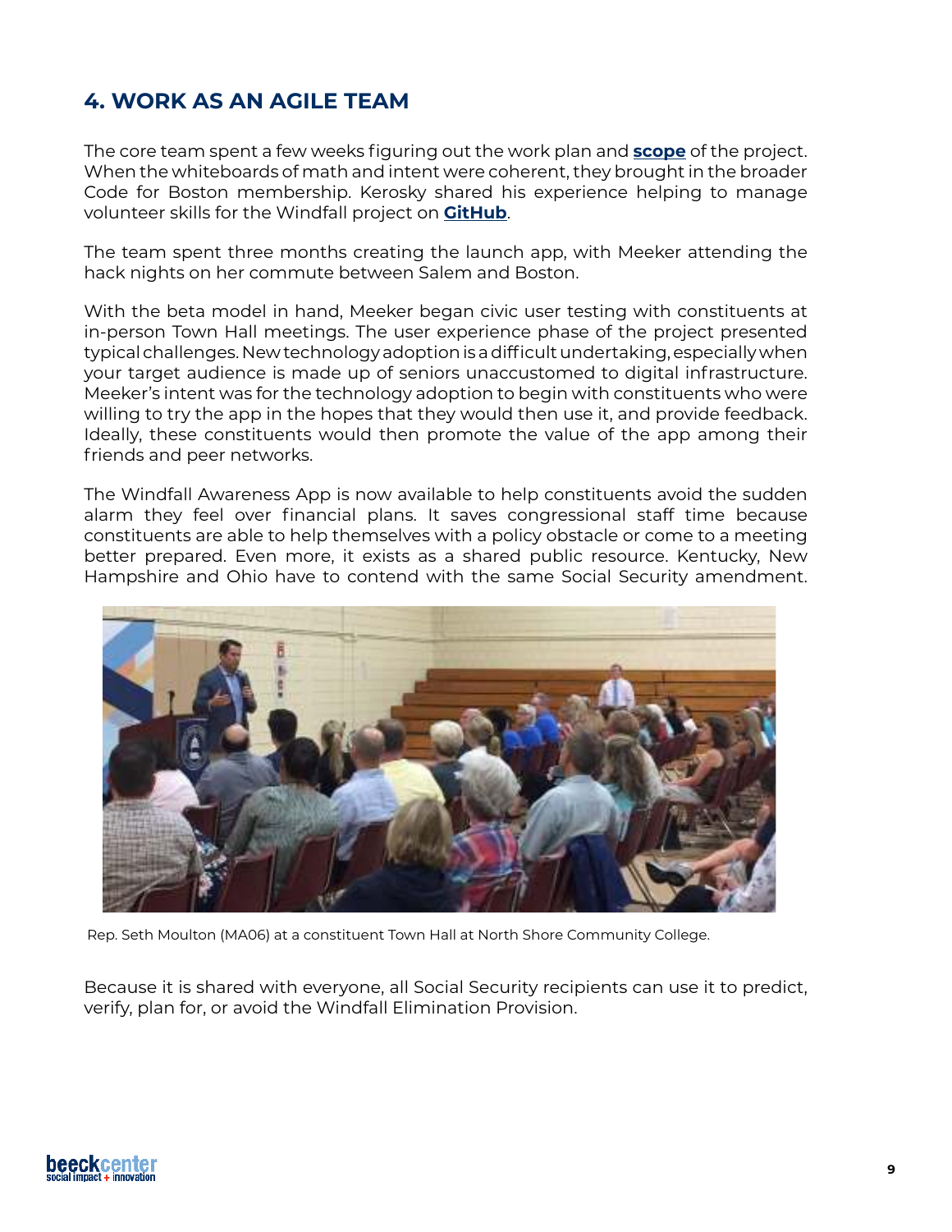## 4. WORK AS AN AGILE TEAM

The core team spent a few weeks figuring out the work plan and **scope** of the project. When the whiteboards of math and intent were coherent, they brought in the broader Code for Boston membership. Kerosky shared his experience helping to manage volunteer skills for the Windfall project on **GitHub**.

The team spent three months creating the launch app, with Meeker attending the hack nights on her commute between Salem and Boston.

With the beta model in hand, Meeker began civic user testing with constituents at in-person Town Hall meetings. The user experience phase of the project presented typical challenges. New technology adoption is a difficult undertaking, especially when your target audience is made up of seniors unaccustomed to digital infrastructure. Meeker's intent was for the technology adoption to begin with constituents who were willing to try the app in the hopes that they would then use it, and provide feedback. Ideally, these constituents would then promote the value of the app among their friends and peer networks.

The Windfall Awareness App is now available to help constituents avoid the sudden alarm they feel over financial plans. It saves congressional staff time because constituents are able to help themselves with a policy obstacle or come to a meeting better prepared. Even more, it exists as a shared public resource. Kentucky, New Hampshire and Ohio have to contend with the same Social Security amendment.

Rep. Seth Moulton (MA06) at a constituent Town Hall at North Shore Community College.

Because it is shared with everyone, all Social Security recipients can use it to predict, verify, plan for, or avoid the Windfall Elimination Provision.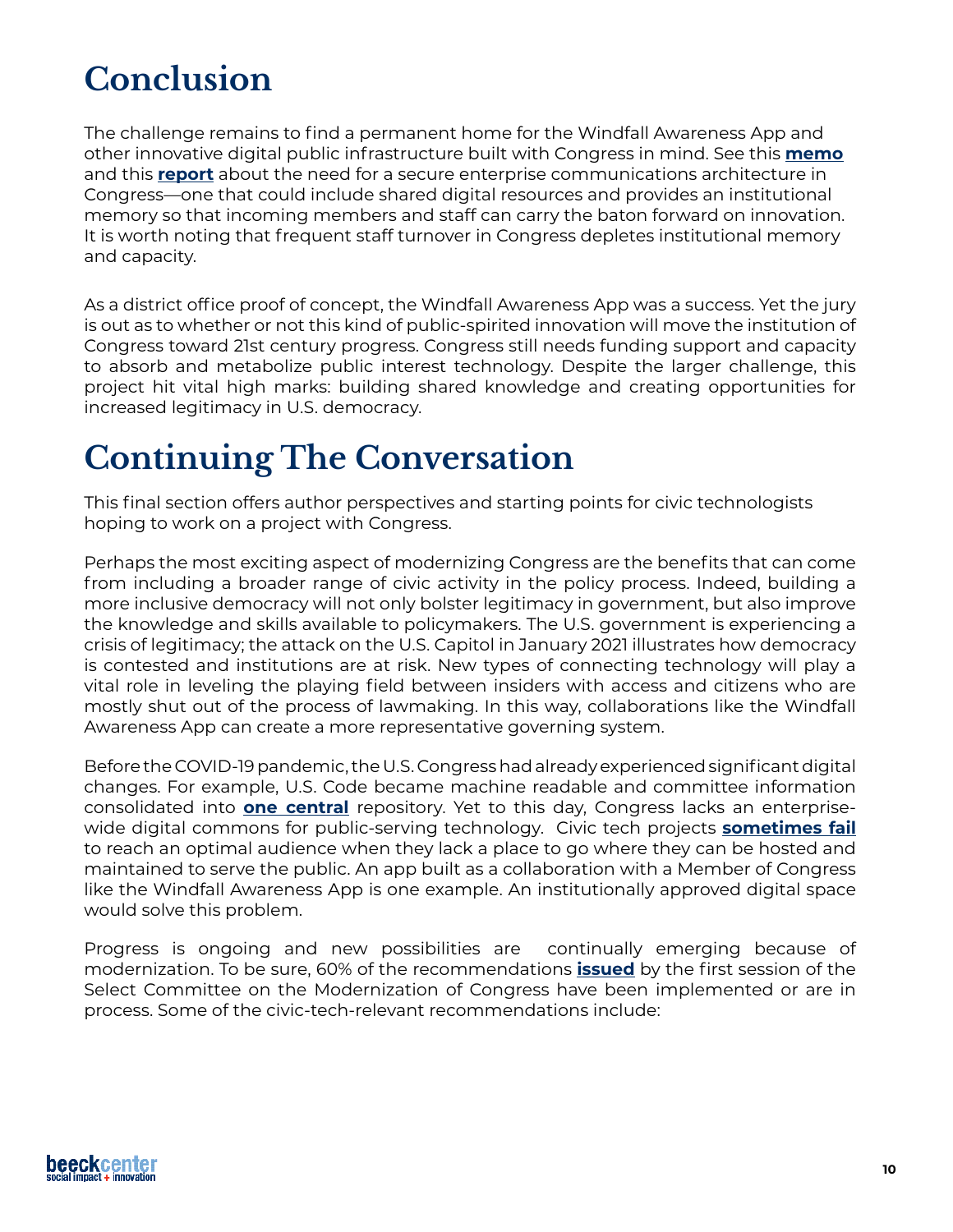# Conclusion

The challenge remains to find a permanent home for the Windfall Awareness App and other innovative digital public infrastructure built with Congress in mind. See this **memo** and this **report** about the need for a secure enterprise communications architecture in Congress—one that could include shared digital resources and provides an institutional memory so that incoming members and staff can carry the baton forward on innovation. It is worth noting that frequent staff turnover in Congress depletes institutional memory and capacity.

As a district office proof of concept, the Windfall Awareness App was a success. Yet the jury is out as to whether or not this kind of public-spirited innovation will move the institution of Congress toward 21st century progress. Congress still needs funding support and capacity to absorb and metabolize public interest technology. Despite the larger challenge, this project hit vital high marks: building shared knowledge and creating opportunities for increased legitimacy in U.S. democracy.

# Continuing The Conversation

This final section offers author perspectives and starting points for civic technologists hoping to work on a project with Congress.

Perhaps the most exciting aspect of modernizing Congress are the benefits that can come from including a broader range of civic activity in the policy process. Indeed, building a more inclusive democracy will not only bolster legitimacy in government, but also improve the knowledge and skills available to policymakers. The U.S. government is experiencing a crisis of legitimacy; the attack on the U.S. Capitol in January 2021 illustrates how democracy is contested and institutions are at risk. New types of connecting technology will play a vital role in leveling the playing field between insiders with access and citizens who are mostly shut out of the process of lawmaking. In this way, collaborations like the Windfall Awareness App can create a more representative governing system.

Before the COVID-19 pandemic, the U.S. Congress had already experienced significant digital changes. For example, U.S. Code became machine readable and committee information consolidated into **one central** repository. Yet to this day, Congress lacks an enterprise-wide digital commons for public-serving technology. Civic tech projects **sometimes fail** to reach an optimal audience when they lack a place to go where they can be hosted and maintained to serve the public. An app built as a collaboration with a Member of Congress like the Windfall Awareness App is one example. An institutionally approved digital space would solve this problem.

Progress is ongoing and new possibilities are continually emerging because of modernization. To be sure, 60% of the recommendations **issued** by the first session of the Select Committee on the Modernization of Congress have been implemented or are in process. Some of the civic-tech-relevant recommendations include: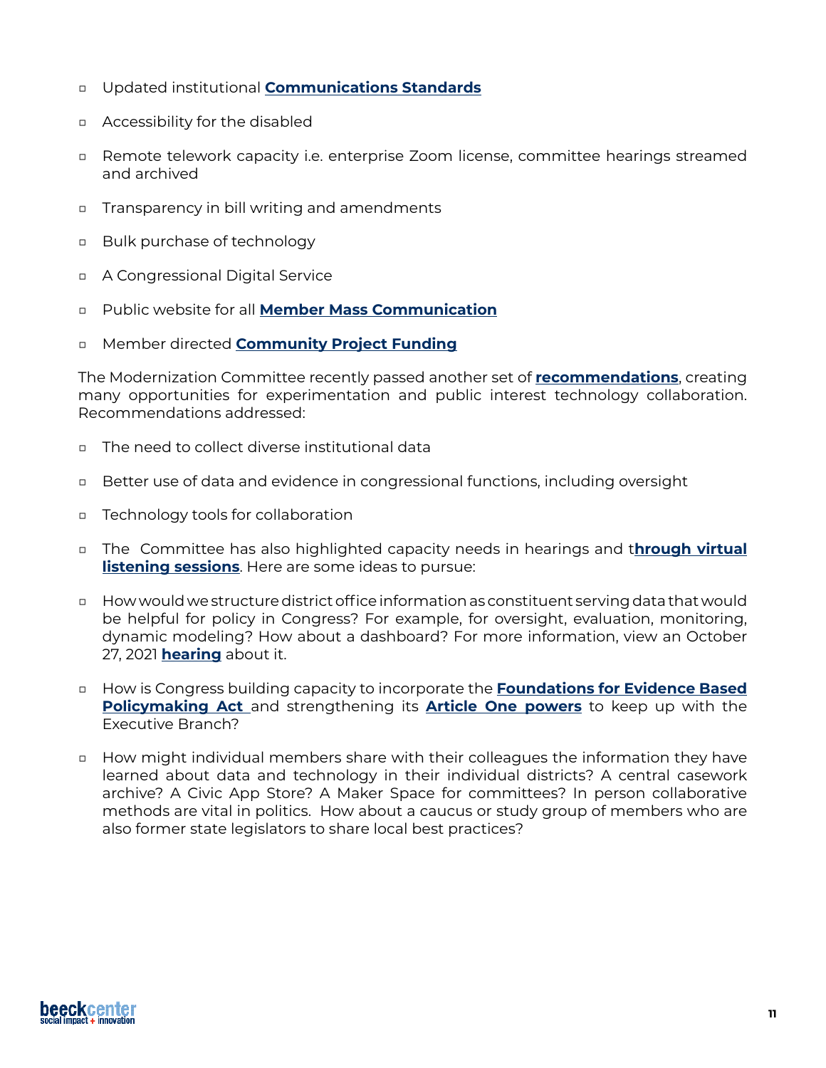- Updated institutional **Communications Standards**
- Accessibility for the disabled
- Remote telework capacity i.e. enterprise Zoom license, committee hearings streamed and archived
- Transparency in bill writing and amendments
- Bulk purchase of technology
- A Congressional Digital Service
- Public website for all **Member Mass Communication**
- Member directed **Community Project Funding**

The Modernization Committee recently passed another set of **recommendations**, creating many opportunities for experimentation and public interest technology collaboration. Recommendations addressed:

- The need to collect diverse institutional data
- Better use of data and evidence in congressional functions, including oversight
- Technology tools for collaboration
- The Committee has also highlighted capacity needs in hearings and t**hrough virtual listening sessions**. Here are some ideas to pursue:
- How would we structure district office information as constituent serving data that would be helpful for policy in Congress? For example, for oversight, evaluation, monitoring, dynamic modeling? How about a dashboard? For more information, view an October 27, 2021 **hearing** about it.
- How is Congress building capacity to incorporate the **Foundations for Evidence Based Policymaking Act** and strengthening its **Article One powers** to keep up with the Executive Branch?
- How might individual members share with their colleagues the information they have learned about data and technology in their individual districts? A central casework archive? A Civic App Store? A Maker Space for committees? In person collaborative methods are vital in politics. How about a caucus or study group of members who are also former state legislators to share local best practices?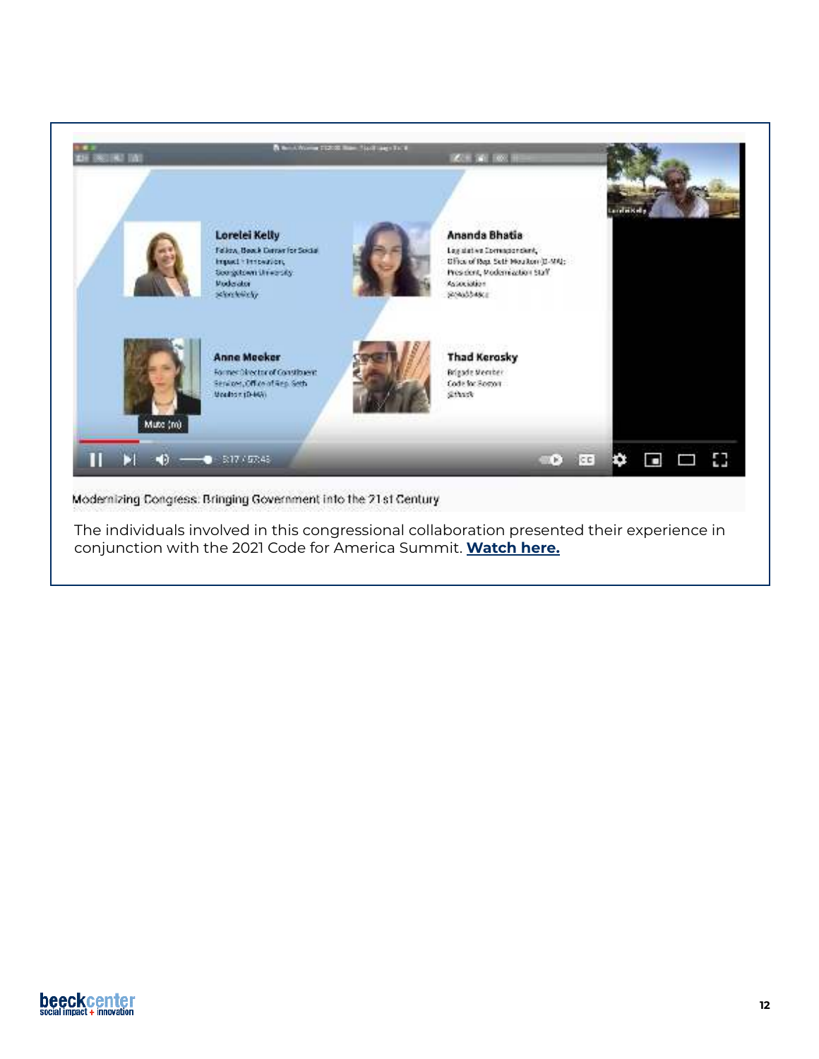Modernizing Congress: Bringing Government into the 21st Century

The individuals involved in this congressional collaboration presented their experience in conjunction with the 2021 Code for America Summit. **Watch here.**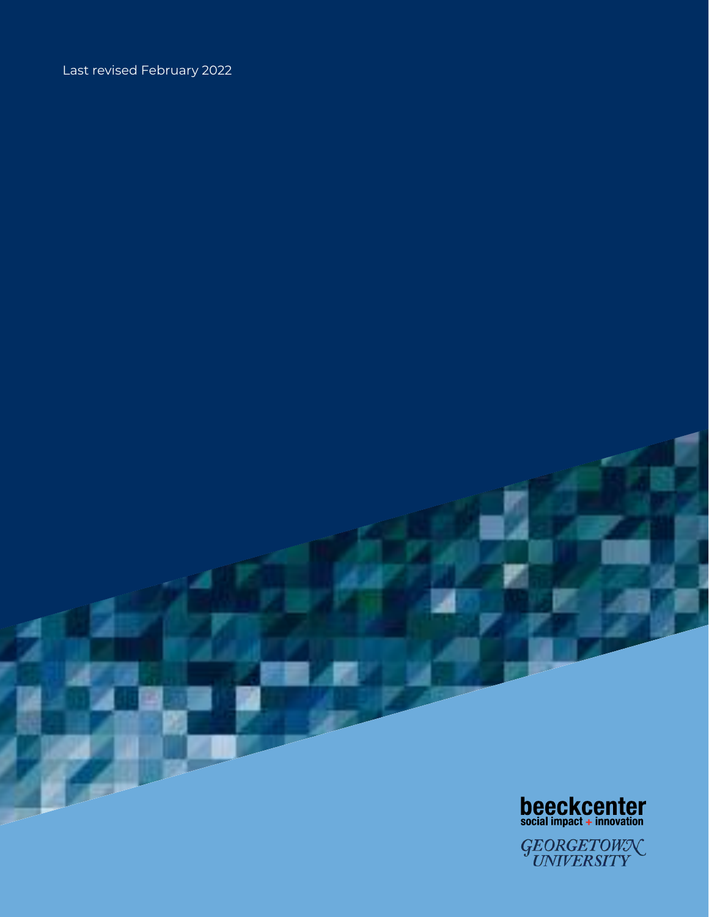Last revised February 2022

beeckcenter
social impact + innovation

GEORGETOWN UNIVERSITY